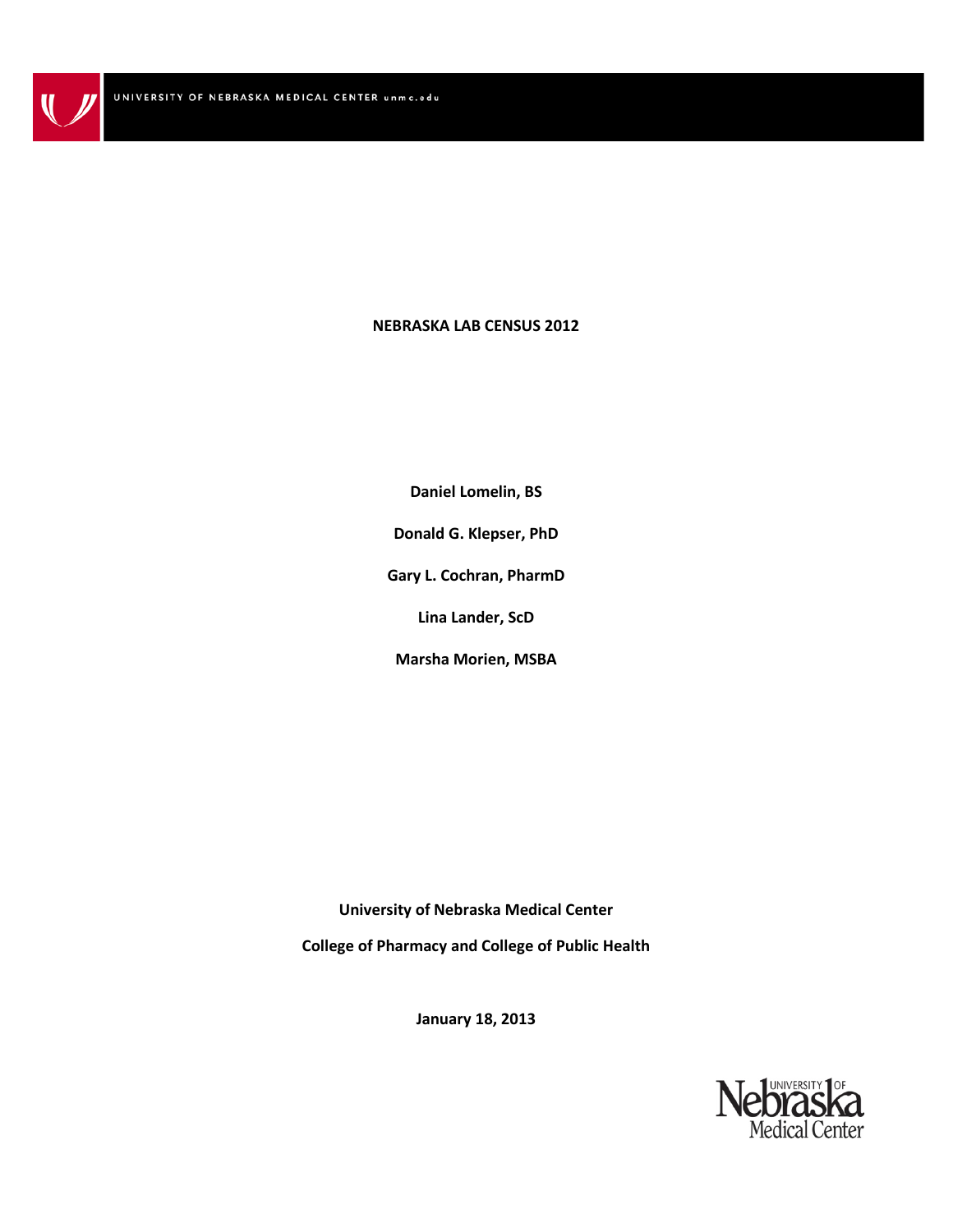# NEBRASKA LAB CENSUS 2012

**Daniel Lomelin, BS**

**Donald G. Klepser, PhD**

**Gary L. Cochran, PharmD**

**Lina Lander, ScD**

**Marsha Morien, MSBA**

**University of Nebraska Medical Center**

**College of Pharmacy and College of Public Health**

**January 18, 2013**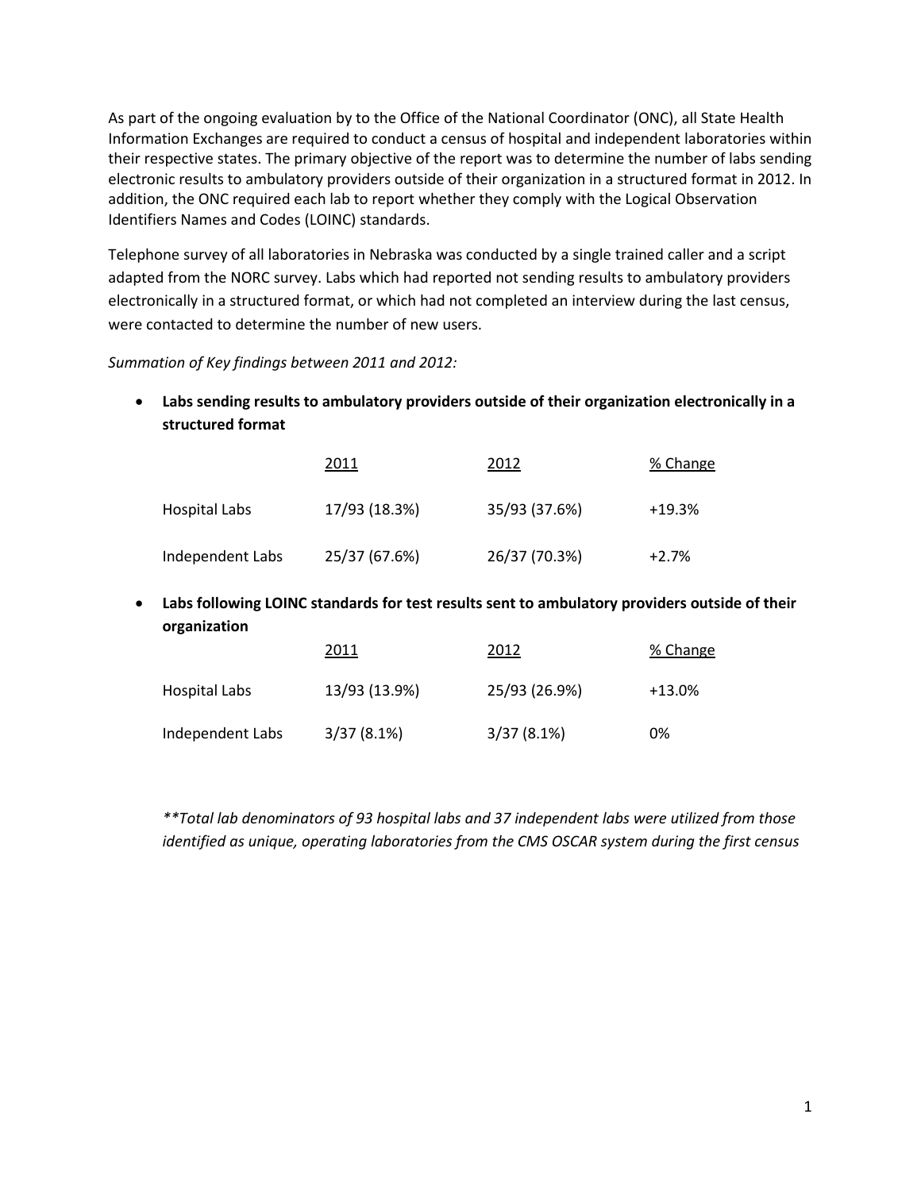As part of the ongoing evaluation by to the Office of the National Coordinator (ONC), all State Health Information Exchanges are required to conduct a census of hospital and independent laboratories within their respective states. The primary objective of the report was to determine the number of labs sending electronic results to ambulatory providers outside of their organization in a structured format in 2012. In addition, the ONC required each lab to report whether they comply with the Logical Observation Identifiers Names and Codes (LOINC) standards.

Telephone survey of all laboratories in Nebraska was conducted by a single trained caller and a script adapted from the NORC survey. Labs which had reported not sending results to ambulatory providers electronically in a structured format, or which had not completed an interview during the last census, were contacted to determine the number of new users.

*Summation of Key findings between 2011 and 2012:*

- **Labs sending results to ambulatory providers outside of their organization electronically in a structured format**

| | 2011 | 2012 | % Change |
|---|---|---|---|
| Hospital Labs | 17/93 (18.3%) | 35/93 (37.6%) | +19.3% |
| Independent Labs | 25/37 (67.6%) | 26/37 (70.3%) | +2.7% |

- **Labs following LOINC standards for test results sent to ambulatory providers outside of their organization**

| | 2011 | 2012 | % Change |
|---|---|---|---|
| Hospital Labs | 13/93 (13.9%) | 25/93 (26.9%) | +13.0% |
| Independent Labs | 3/37 (8.1%) | 3/37 (8.1%) | 0% |

*\*\*Total lab denominators of 93 hospital labs and 37 independent labs were utilized from those identified as unique, operating laboratories from the CMS OSCAR system during the first census*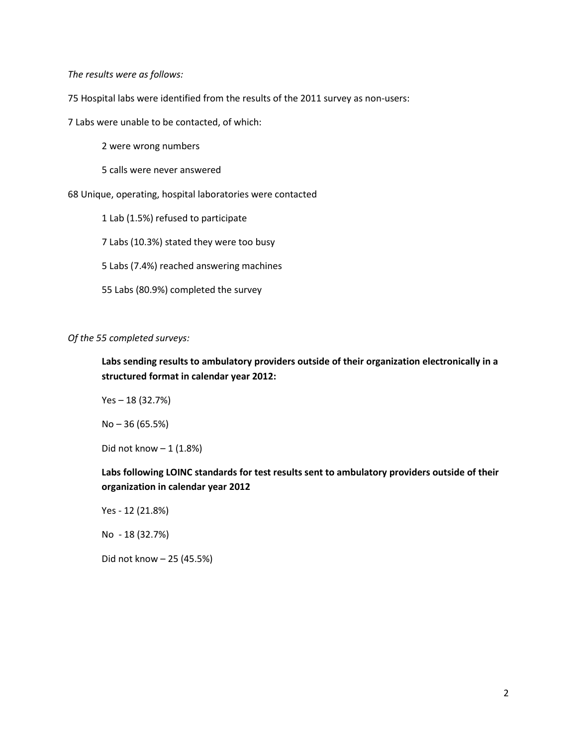*The results were as follows:*

75 Hospital labs were identified from the results of the 2011 survey as non-users:

7 Labs were unable to be contacted, of which:

- 2 were wrong numbers
- 5 calls were never answered

68 Unique, operating, hospital laboratories were contacted

- 1 Lab (1.5%) refused to participate
- 7 Labs (10.3%) stated they were too busy
- 5 Labs (7.4%) reached answering machines
- 55 Labs (80.9%) completed the survey

*Of the 55 completed surveys:*

**Labs sending results to ambulatory providers outside of their organization electronically in a structured format in calendar year 2012:**

Yes – 18 (32.7%)

No – 36 (65.5%)

Did not know – 1 (1.8%)

**Labs following LOINC standards for test results sent to ambulatory providers outside of their organization in calendar year 2012**

Yes - 12 (21.8%)

No - 18 (32.7%)

Did not know – 25 (45.5%)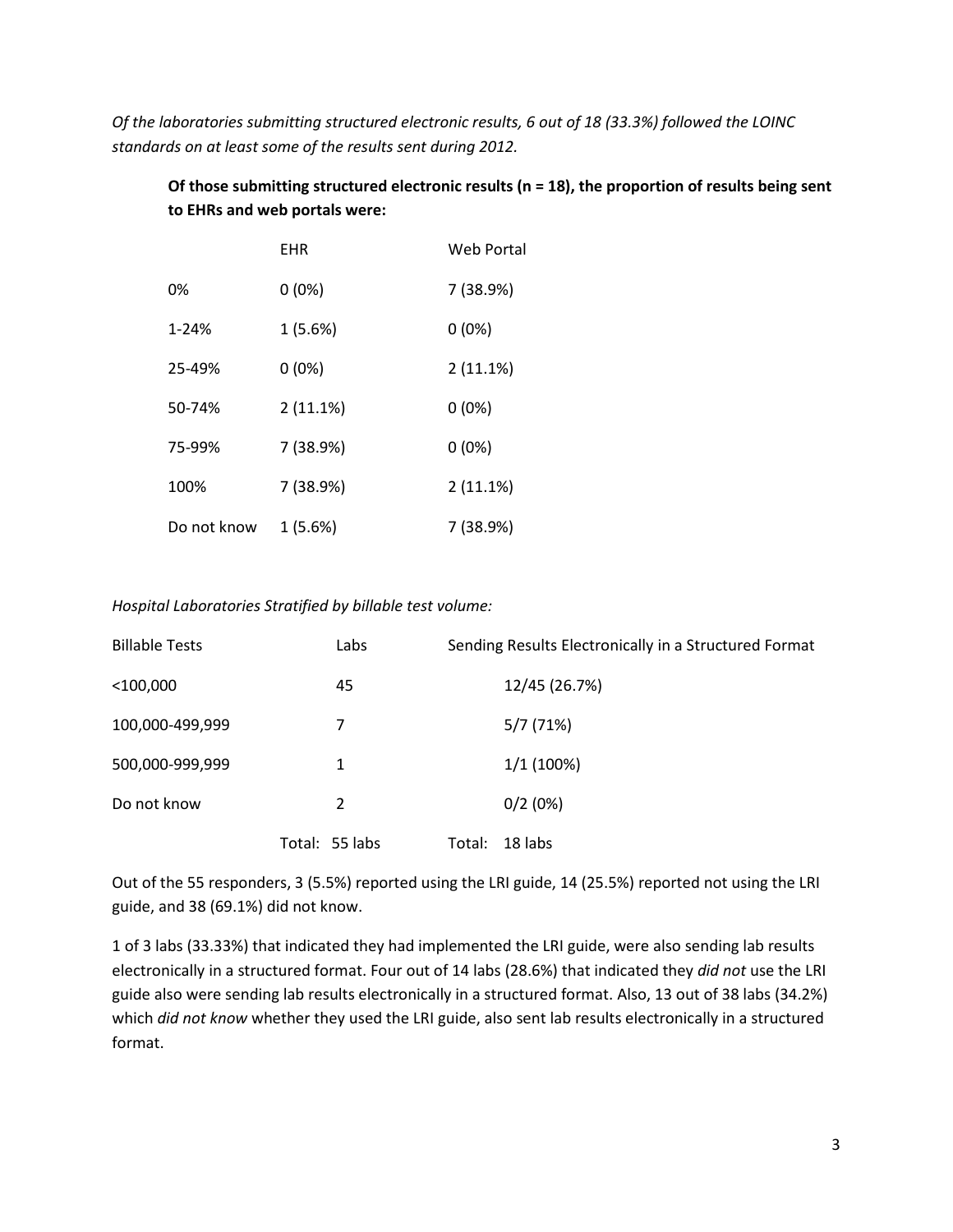*Of the laboratories submitting structured electronic results, 6 out of 18 (33.3%) followed the LOINC standards on at least some of the results sent during 2012.*

**Of those submitting structured electronic results (n = 18), the proportion of results being sent to EHRs and web portals were:**

| | EHR | Web Portal |
|---|---|---|
| 0% | 0 (0%) | 7 (38.9%) |
| 1-24% | 1 (5.6%) | 0 (0%) |
| 25-49% | 0 (0%) | 2 (11.1%) |
| 50-74% | 2 (11.1%) | 0 (0%) |
| 75-99% | 7 (38.9%) | 0 (0%) |
| 100% | 7 (38.9%) | 2 (11.1%) |
| Do not know | 1 (5.6%) | 7 (38.9%) |

*Hospital Laboratories Stratified by billable test volume:*

| Billable Tests | Labs | Sending Results Electronically in a Structured Format |
|---|---|---|
| <100,000 | 45 | 12/45 (26.7%) |
| 100,000-499,999 | 7 | 5/7 (71%) |
| 500,000-999,999 | 1 | 1/1 (100%) |
| Do not know | 2 | 0/2 (0%) |
| | Total: 55 labs | Total: 18 labs |

Out of the 55 responders, 3 (5.5%) reported using the LRI guide, 14 (25.5%) reported not using the LRI guide, and 38 (69.1%) did not know.

1 of 3 labs (33.33%) that indicated they had implemented the LRI guide, were also sending lab results electronically in a structured format. Four out of 14 labs (28.6%) that indicated they *did not* use the LRI guide also were sending lab results electronically in a structured format. Also, 13 out of 38 labs (34.2%) which *did not know* whether they used the LRI guide, also sent lab results electronically in a structured format.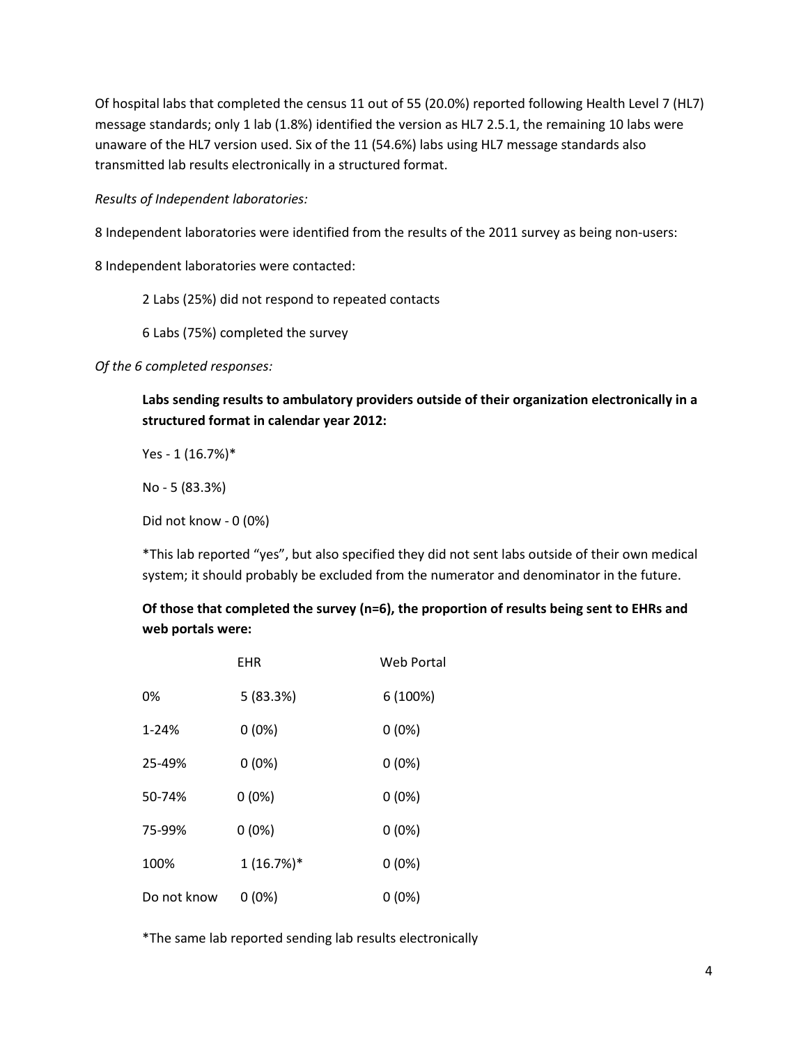Of hospital labs that completed the census 11 out of 55 (20.0%) reported following Health Level 7 (HL7) message standards; only 1 lab (1.8%) identified the version as HL7 2.5.1, the remaining 10 labs were unaware of the HL7 version used. Six of the 11 (54.6%) labs using HL7 message standards also transmitted lab results electronically in a structured format.

*Results of Independent laboratories:*

8 Independent laboratories were identified from the results of the 2011 survey as being non-users:

8 Independent laboratories were contacted:

2 Labs (25%) did not respond to repeated contacts

6 Labs (75%) completed the survey

*Of the 6 completed responses:*

**Labs sending results to ambulatory providers outside of their organization electronically in a structured format in calendar year 2012:**

Yes - 1 (16.7%)*

No - 5 (83.3%)

Did not know - 0 (0%)

*This lab reported "yes", but also specified they did not sent labs outside of their own medical system; it should probably be excluded from the numerator and denominator in the future.

**Of those that completed the survey (n=6), the proportion of results being sent to EHRs and web portals were:**

| | EHR | Web Portal |
|---|---|---|
| 0% | 5 (83.3%) | 6 (100%) |
| 1-24% | 0 (0%) | 0 (0%) |
| 25-49% | 0 (0%) | 0 (0%) |
| 50-74% | 0 (0%) | 0 (0%) |
| 75-99% | 0 (0%) | 0 (0%) |
| 100% | 1 (16.7%)* | 0 (0%) |
| Do not know | 0 (0%) | 0 (0%) |

*The same lab reported sending lab results electronically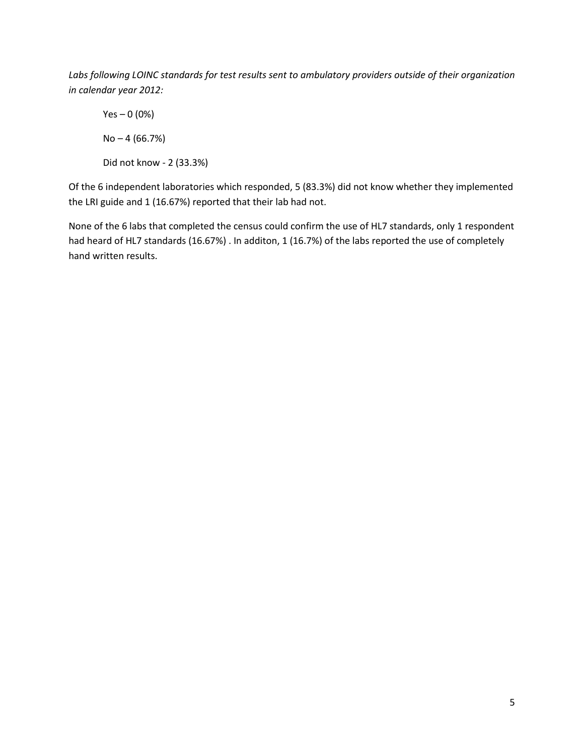*Labs following LOINC standards for test results sent to ambulatory providers outside of their organization in calendar year 2012:*

Yes – 0 (0%)

No – 4 (66.7%)

Did not know - 2 (33.3%)

Of the 6 independent laboratories which responded, 5 (83.3%) did not know whether they implemented the LRI guide and 1 (16.67%) reported that their lab had not.

None of the 6 labs that completed the census could confirm the use of HL7 standards, only 1 respondent had heard of HL7 standards (16.67%) . In additon, 1 (16.7%) of the labs reported the use of completely hand written results.